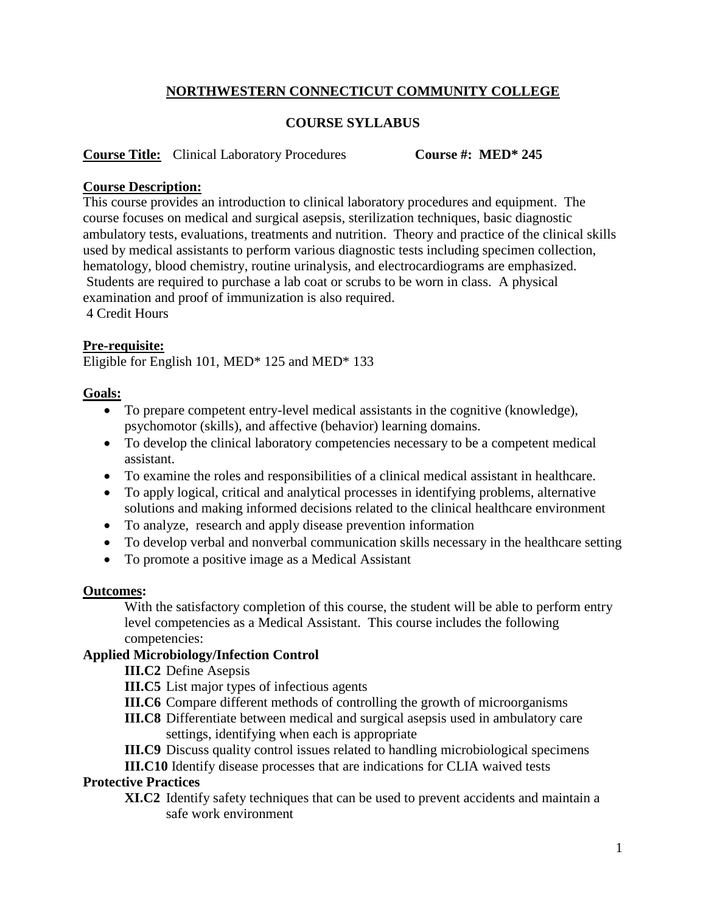# NORTHWESTERN CONNECTICUT COMMUNITY COLLEGE

## COURSE SYLLABUS

**Course Title:** Clinical Laboratory Procedures **Course #: MED* 245**

**Course Description:**

This course provides an introduction to clinical laboratory procedures and equipment. The course focuses on medical and surgical asepsis, sterilization techniques, basic diagnostic ambulatory tests, evaluations, treatments and nutrition. Theory and practice of the clinical skills used by medical assistants to perform various diagnostic tests including specimen collection, hematology, blood chemistry, routine urinalysis, and electrocardiograms are emphasized. Students are required to purchase a lab coat or scrubs to be worn in class. A physical examination and proof of immunization is also required.

4 Credit Hours

**Pre-requisite:**

Eligible for English 101, MED* 125 and MED* 133

**Goals:**

- To prepare competent entry-level medical assistants in the cognitive (knowledge), psychomotor (skills), and affective (behavior) learning domains.
- To develop the clinical laboratory competencies necessary to be a competent medical assistant.
- To examine the roles and responsibilities of a clinical medical assistant in healthcare.
- To apply logical, critical and analytical processes in identifying problems, alternative solutions and making informed decisions related to the clinical healthcare environment
- To analyze, research and apply disease prevention information
- To develop verbal and nonverbal communication skills necessary in the healthcare setting
- To promote a positive image as a Medical Assistant

**Outcomes:**

With the satisfactory completion of this course, the student will be able to perform entry level competencies as a Medical Assistant. This course includes the following competencies:

**Applied Microbiology/Infection Control**

- **III.C2** Define Asepsis
- **III.C5** List major types of infectious agents
- **III.C6** Compare different methods of controlling the growth of microorganisms
- **III.C8** Differentiate between medical and surgical asepsis used in ambulatory care settings, identifying when each is appropriate
- **III.C9** Discuss quality control issues related to handling microbiological specimens
- **III.C10** Identify disease processes that are indications for CLIA waived tests

**Protective Practices**

- **XI.C2** Identify safety techniques that can be used to prevent accidents and maintain a safe work environment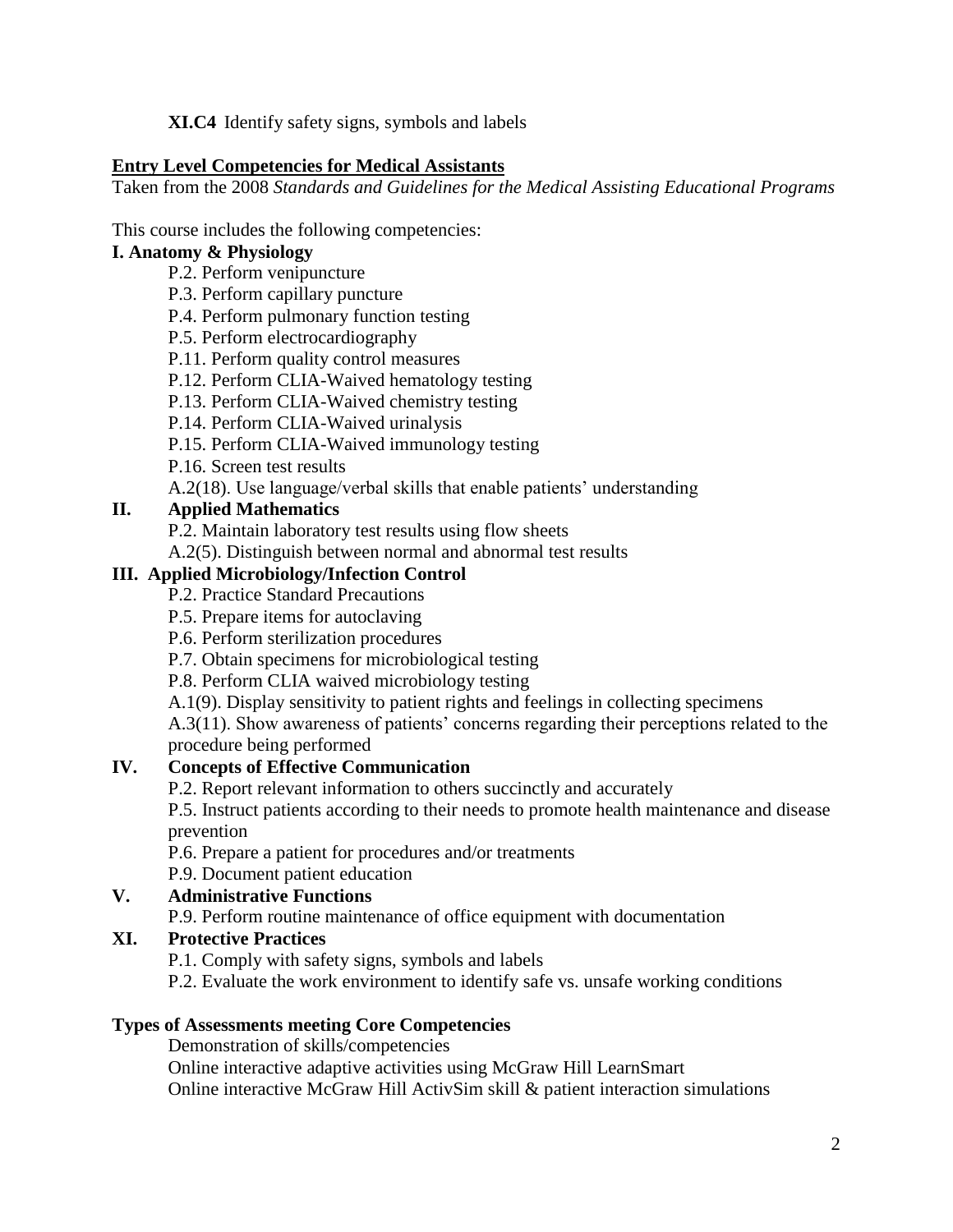**XI.C4** Identify safety signs, symbols and labels

**Entry Level Competencies for Medical Assistants**

Taken from the 2008 *Standards and Guidelines for the Medical Assisting Educational Programs*

This course includes the following competencies:

**I. Anatomy & Physiology**

- P.2. Perform venipuncture
- P.3. Perform capillary puncture
- P.4. Perform pulmonary function testing
- P.5. Perform electrocardiography
- P.11. Perform quality control measures
- P.12. Perform CLIA-Waived hematology testing
- P.13. Perform CLIA-Waived chemistry testing
- P.14. Perform CLIA-Waived urinalysis
- P.15. Perform CLIA-Waived immunology testing
- P.16. Screen test results
- A.2(18). Use language/verbal skills that enable patients' understanding

**II. Applied Mathematics**

- P.2. Maintain laboratory test results using flow sheets
- A.2(5). Distinguish between normal and abnormal test results

**III. Applied Microbiology/Infection Control**

- P.2. Practice Standard Precautions
- P.5. Prepare items for autoclaving
- P.6. Perform sterilization procedures
- P.7. Obtain specimens for microbiological testing
- P.8. Perform CLIA waived microbiology testing
- A.1(9). Display sensitivity to patient rights and feelings in collecting specimens
- A.3(11). Show awareness of patients' concerns regarding their perceptions related to the procedure being performed

**IV. Concepts of Effective Communication**

- P.2. Report relevant information to others succinctly and accurately
- P.5. Instruct patients according to their needs to promote health maintenance and disease prevention
- P.6. Prepare a patient for procedures and/or treatments
- P.9. Document patient education

**V. Administrative Functions**

- P.9. Perform routine maintenance of office equipment with documentation

**XI. Protective Practices**

- P.1. Comply with safety signs, symbols and labels
- P.2. Evaluate the work environment to identify safe vs. unsafe working conditions

**Types of Assessments meeting Core Competencies**

Demonstration of skills/competencies

Online interactive adaptive activities using McGraw Hill LearnSmart

Online interactive McGraw Hill ActivSim skill & patient interaction simulations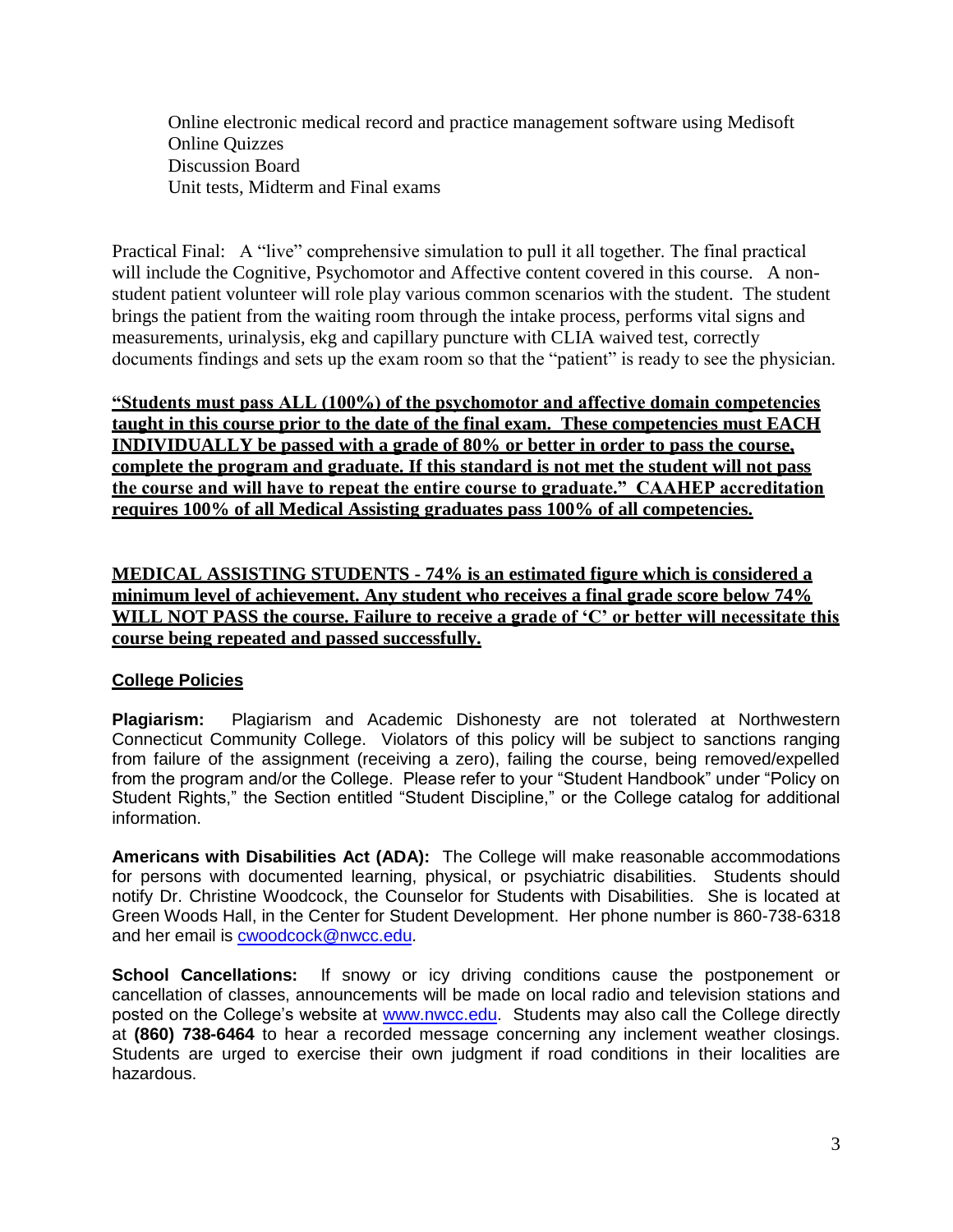Online electronic medical record and practice management software using Medisoft
Online Quizzes
Discussion Board
Unit tests, Midterm and Final exams

Practical Final: A "live" comprehensive simulation to pull it all together. The final practical will include the Cognitive, Psychomotor and Affective content covered in this course. A non-student patient volunteer will role play various common scenarios with the student. The student brings the patient from the waiting room through the intake process, performs vital signs and measurements, urinalysis, ekg and capillary puncture with CLIA waived test, correctly documents findings and sets up the exam room so that the "patient" is ready to see the physician.

**"Students must pass ALL (100%) of the psychomotor and affective domain competencies taught in this course prior to the date of the final exam. These competencies must EACH INDIVIDUALLY be passed with a grade of 80% or better in order to pass the course, complete the program and graduate. If this standard is not met the student will not pass the course and will have to repeat the entire course to graduate." CAAHEP accreditation requires 100% of all Medical Assisting graduates pass 100% of all competencies.**

**MEDICAL ASSISTING STUDENTS - 74% is an estimated figure which is considered a minimum level of achievement. Any student who receives a final grade score below 74% WILL NOT PASS the course. Failure to receive a grade of 'C' or better will necessitate this course being repeated and passed successfully.**

## College Policies

**Plagiarism:** Plagiarism and Academic Dishonesty are not tolerated at Northwestern Connecticut Community College. Violators of this policy will be subject to sanctions ranging from failure of the assignment (receiving a zero), failing the course, being removed/expelled from the program and/or the College. Please refer to your "Student Handbook" under "Policy on Student Rights," the Section entitled "Student Discipline," or the College catalog for additional information.

**Americans with Disabilities Act (ADA):** The College will make reasonable accommodations for persons with documented learning, physical, or psychiatric disabilities. Students should notify Dr. Christine Woodcock, the Counselor for Students with Disabilities. She is located at Green Woods Hall, in the Center for Student Development. Her phone number is 860-738-6318 and her email is cwoodcock@nwcc.edu.

**School Cancellations:** If snowy or icy driving conditions cause the postponement or cancellation of classes, announcements will be made on local radio and television stations and posted on the College's website at www.nwcc.edu. Students may also call the College directly at **(860) 738-6464** to hear a recorded message concerning any inclement weather closings. Students are urged to exercise their own judgment if road conditions in their localities are hazardous.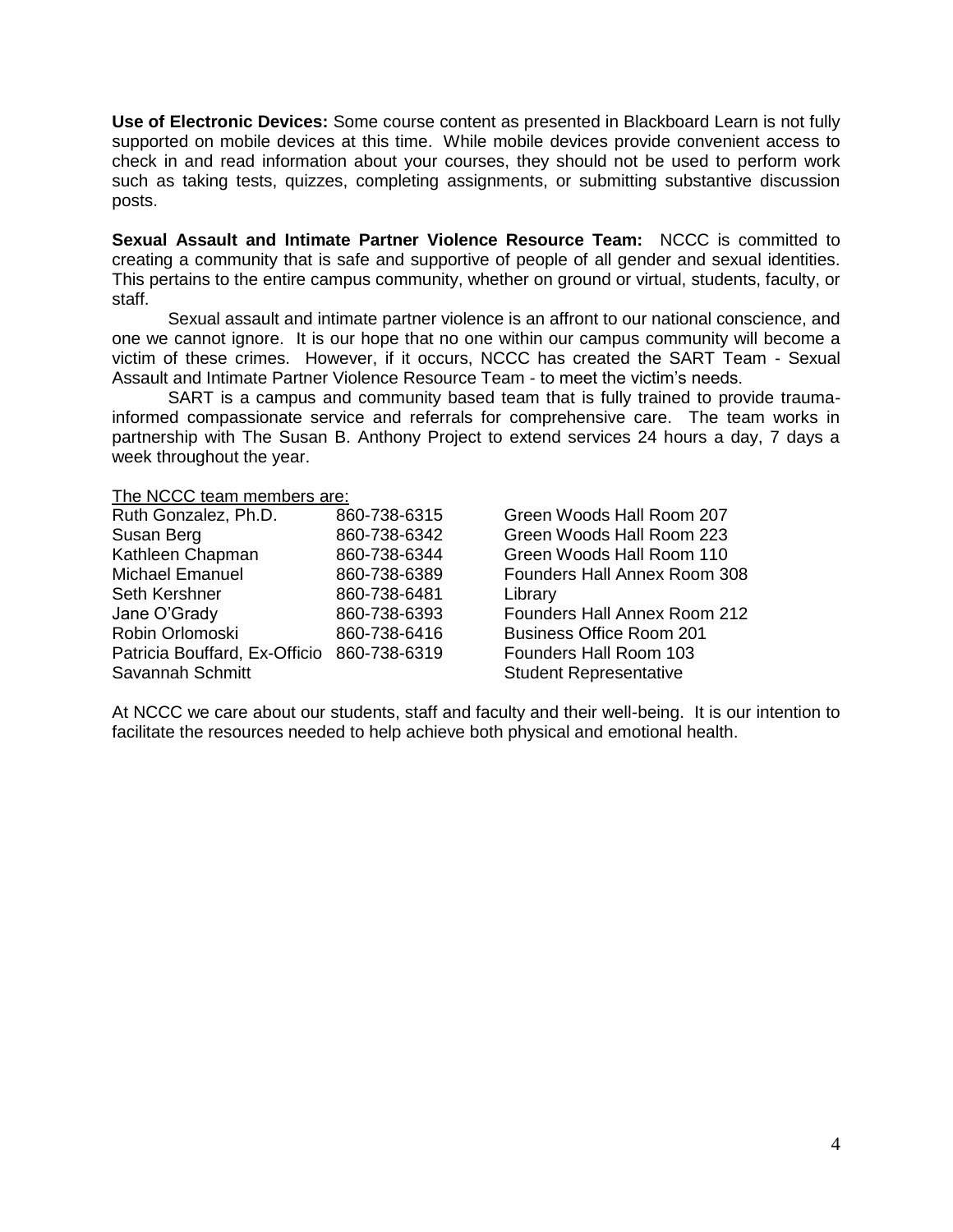**Use of Electronic Devices:** Some course content as presented in Blackboard Learn is not fully supported on mobile devices at this time. While mobile devices provide convenient access to check in and read information about your courses, they should not be used to perform work such as taking tests, quizzes, completing assignments, or submitting substantive discussion posts.

**Sexual Assault and Intimate Partner Violence Resource Team:** NCCC is committed to creating a community that is safe and supportive of people of all gender and sexual identities. This pertains to the entire campus community, whether on ground or virtual, students, faculty, or staff.

Sexual assault and intimate partner violence is an affront to our national conscience, and one we cannot ignore. It is our hope that no one within our campus community will become a victim of these crimes. However, if it occurs, NCCC has created the SART Team - Sexual Assault and Intimate Partner Violence Resource Team - to meet the victim's needs.

SART is a campus and community based team that is fully trained to provide trauma-informed compassionate service and referrals for comprehensive care. The team works in partnership with The Susan B. Anthony Project to extend services 24 hours a day, 7 days a week throughout the year.

<u>The NCCC team members are:</u>

| | | |
|---|---|---|
| Ruth Gonzalez, Ph.D. | 860-738-6315 | Green Woods Hall Room 207 |
| Susan Berg | 860-738-6342 | Green Woods Hall Room 223 |
| Kathleen Chapman | 860-738-6344 | Green Woods Hall Room 110 |
| Michael Emanuel | 860-738-6389 | Founders Hall Annex Room 308 |
| Seth Kershner | 860-738-6481 | Library |
| Jane O'Grady | 860-738-6393 | Founders Hall Annex Room 212 |
| Robin Orlomoski | 860-738-6416 | Business Office Room 201 |
| Patricia Bouffard, Ex-Officio | 860-738-6319 | Founders Hall Room 103 |
| Savannah Schmitt | | Student Representative |

At NCCC we care about our students, staff and faculty and their well-being. It is our intention to facilitate the resources needed to help achieve both physical and emotional health.